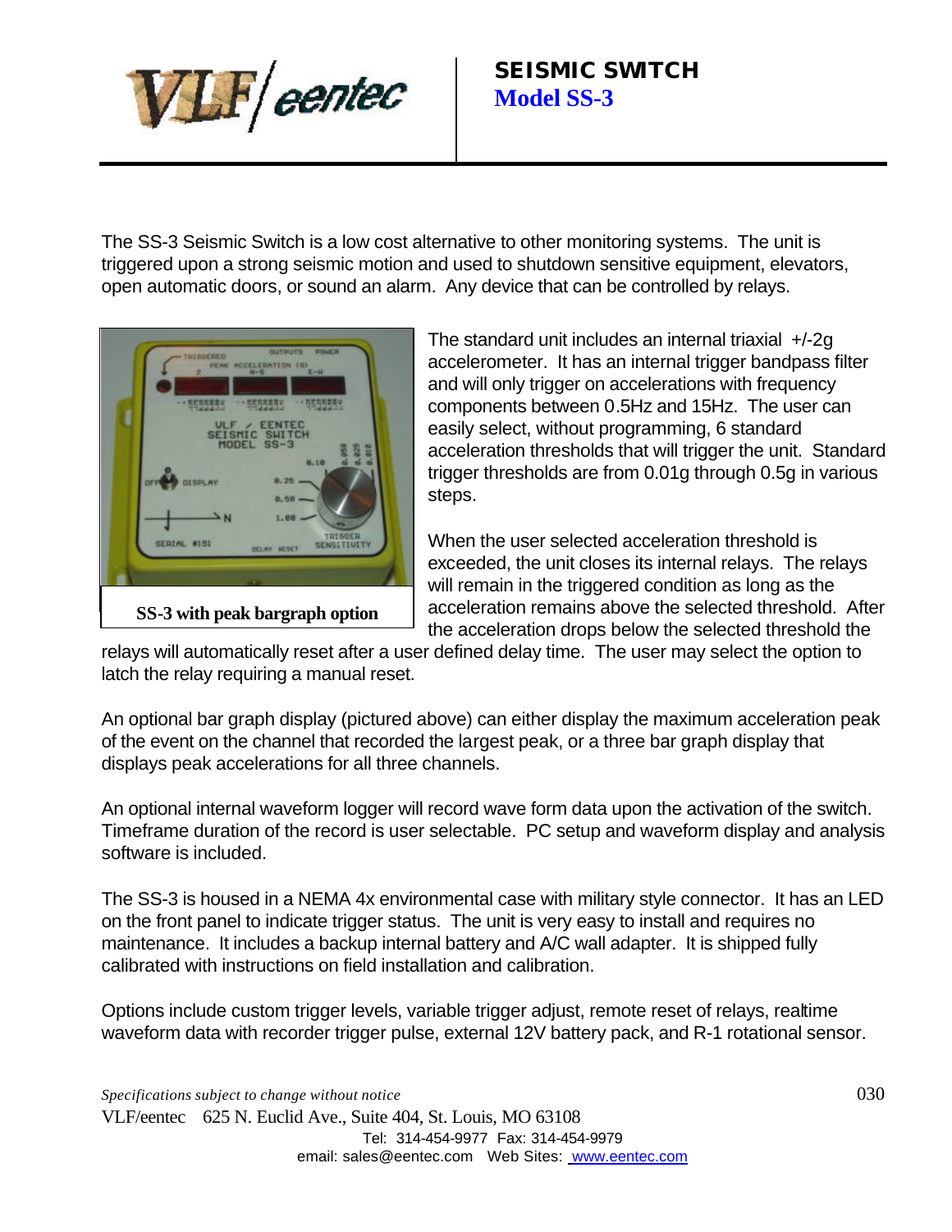# SEISMIC SWITCH

## Model SS-3

The SS-3 Seismic Switch is a low cost alternative to other monitoring systems. The unit is triggered upon a strong seismic motion and used to shutdown sensitive equipment, elevators, open automatic doors, or sound an alarm. Any device that can be controlled by relays.

**SS-3 with peak bargraph option**

The standard unit includes an internal triaxial +/-2g accelerometer. It has an internal trigger bandpass filter and will only trigger on accelerations with frequency components between 0.5Hz and 15Hz. The user can easily select, without programming, 6 standard acceleration thresholds that will trigger the unit. Standard trigger thresholds are from 0.01g through 0.5g in various steps.

When the user selected acceleration threshold is exceeded, the unit closes its internal relays. The relays will remain in the triggered condition as long as the acceleration remains above the selected threshold. After the acceleration drops below the selected threshold the relays will automatically reset after a user defined delay time. The user may select the option to latch the relay requiring a manual reset.

An optional bar graph display (pictured above) can either display the maximum acceleration peak of the event on the channel that recorded the largest peak, or a three bar graph display that displays peak accelerations for all three channels.

An optional internal waveform logger will record wave form data upon the activation of the switch. Timeframe duration of the record is user selectable. PC setup and waveform display and analysis software is included.

The SS-3 is housed in a NEMA 4x environmental case with military style connector. It has an LED on the front panel to indicate trigger status. The unit is very easy to install and requires no maintenance. It includes a backup internal battery and A/C wall adapter. It is shipped fully calibrated with instructions on field installation and calibration.

Options include custom trigger levels, variable trigger adjust, remote reset of relays, realtime waveform data with recorder trigger pulse, external 12V battery pack, and R-1 rotational sensor.

*Specifications subject to change without notice*

VLF/eentec 625 N. Euclid Ave., Suite 404, St. Louis, MO 63108
Tel: 314-454-9977 Fax: 314-454-9979
email: sales@eentec.com Web Sites: www.eentec.com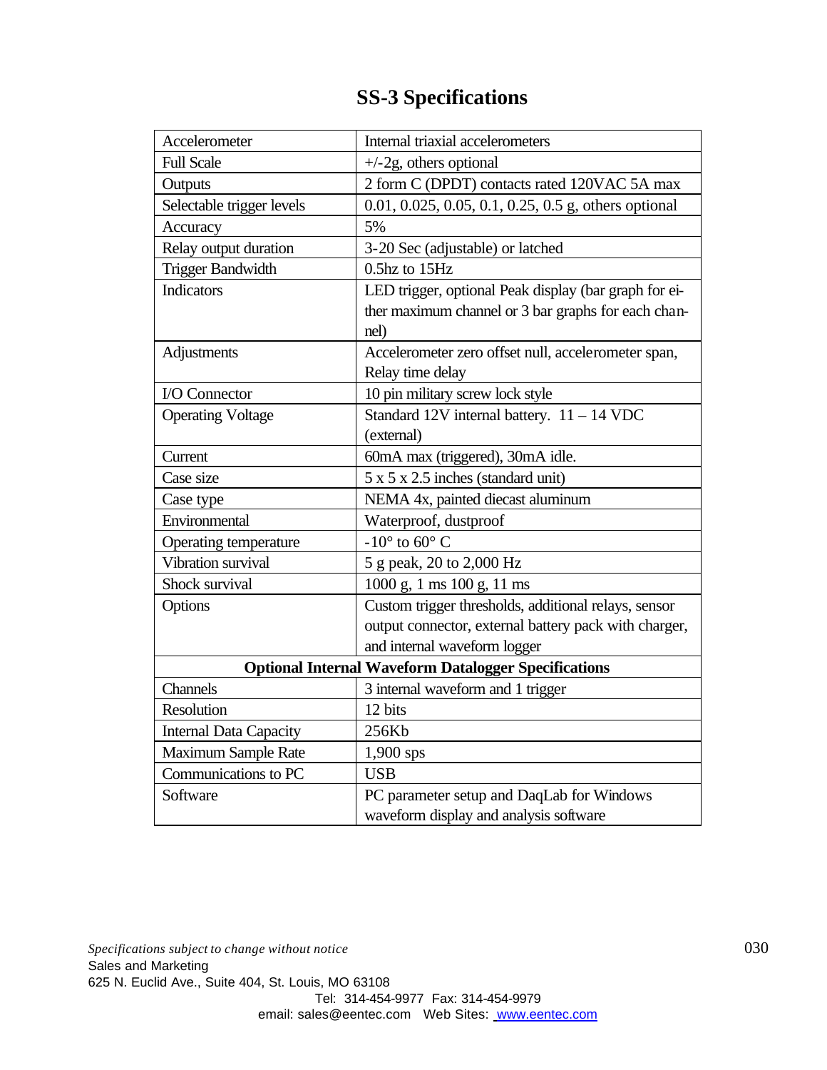# SS-3 Specifications

| | |
|---|---|
| Accelerometer | Internal triaxial accelerometers |
| Full Scale | +/-2g, others optional |
| Outputs | 2 form C (DPDT) contacts rated 120VAC 5A max |
| Selectable trigger levels | 0.01, 0.025, 0.05, 0.1, 0.25, 0.5 g, others optional |
| Accuracy | 5% |
| Relay output duration | 3-20 Sec (adjustable) or latched |
| Trigger Bandwidth | 0.5hz to 15Hz |
| Indicators | LED trigger, optional Peak display (bar graph for either maximum channel or 3 bar graphs for each channel) |
| Adjustments | Accelerometer zero offset null, accelerometer span, Relay time delay |
| I/O Connector | 10 pin military screw lock style |
| Operating Voltage | Standard 12V internal battery. 11 – 14 VDC (external) |
| Current | 60mA max (triggered), 30mA idle. |
| Case size | 5 x 5 x 2.5 inches (standard unit) |
| Case type | NEMA 4x, painted diecast aluminum |
| Environmental | Waterproof, dustproof |
| Operating temperature | -10° to 60° C |
| Vibration survival | 5 g peak, 20 to 2,000 Hz |
| Shock survival | 1000 g, 1 ms 100 g, 11 ms |
| Options | Custom trigger thresholds, additional relays, sensor output connector, external battery pack with charger, and internal waveform logger |
| **Optional Internal Waveform Datalogger Specifications** | |
| Channels | 3 internal waveform and 1 trigger |
| Resolution | 12 bits |
| Internal Data Capacity | 256Kb |
| Maximum Sample Rate | 1,900 sps |
| Communications to PC | USB |
| Software | PC parameter setup and DaqLab for Windows waveform display and analysis software |

*Specifications subject to change without notice*

030

Sales and Marketing
625 N. Euclid Ave., Suite 404, St. Louis, MO 63108
Tel: 314-454-9977 Fax: 314-454-9979
email: sales@eentec.com Web Sites: www.eentec.com